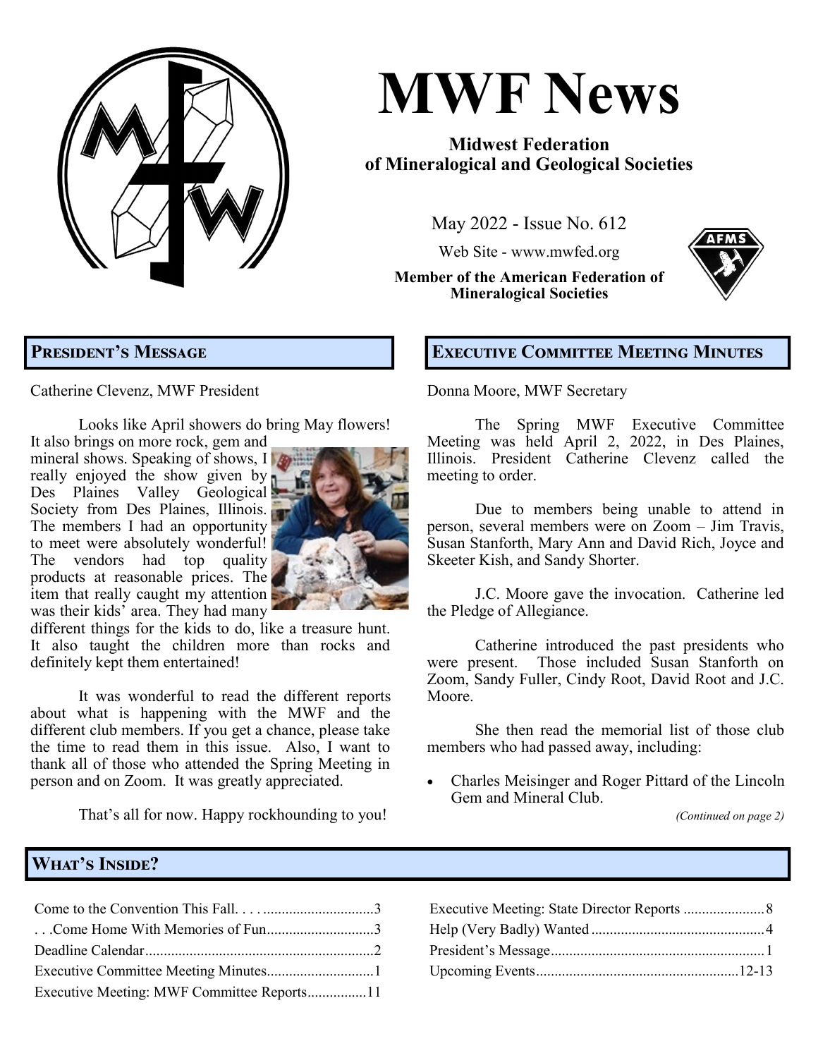# MWF News

**Midwest Federation of Mineralogical and Geological Societies**

May 2022 - Issue No. 612

Web Site - www.mwfed.org

**Member of the American Federation of Mineralogical Societies**

## President's Message

Catherine Clevenz, MWF President

Looks like April showers do bring May flowers! It also brings on more rock, gem and mineral shows. Speaking of shows, I really enjoyed the show given by Des Plaines Valley Geological Society from Des Plaines, Illinois. The members I had an opportunity to meet were absolutely wonderful! The vendors had top quality products at reasonable prices. The item that really caught my attention was their kids' area. They had many different things for the kids to do, like a treasure hunt. It also taught the children more than rocks and definitely kept them entertained!

It was wonderful to read the different reports about what is happening with the MWF and the different club members. If you get a chance, please take the time to read them in this issue. Also, I want to thank all of those who attended the Spring Meeting in person and on Zoom. It was greatly appreciated.

That's all for now. Happy rockhounding to you!

## Executive Committee Meeting Minutes

Donna Moore, MWF Secretary

The Spring MWF Executive Committee Meeting was held April 2, 2022, in Des Plaines, Illinois. President Catherine Clevenz called the meeting to order.

Due to members being unable to attend in person, several members were on Zoom – Jim Travis, Susan Stanforth, Mary Ann and David Rich, Joyce and Skeeter Kish, and Sandy Shorter.

J.C. Moore gave the invocation. Catherine led the Pledge of Allegiance.

Catherine introduced the past presidents who were present. Those included Susan Stanforth on Zoom, Sandy Fuller, Cindy Root, David Root and J.C. Moore.

She then read the memorial list of those club members who had passed away, including:

- Charles Meisinger and Roger Pittard of the Lincoln Gem and Mineral Club.

*(Continued on page 2)*

## What's Inside?

| | |
|---|---|
| Come to the Convention This Fall. . . . | 3 |
| . . .Come Home With Memories of Fun | 3 |
| Deadline Calendar | 2 |
| Executive Committee Meeting Minutes | 1 |
| Executive Meeting: MWF Committee Reports | 11 |
| Executive Meeting: State Director Reports | 8 |
| Help (Very Badly) Wanted | 4 |
| President's Message | 1 |
| Upcoming Events | 12-13 |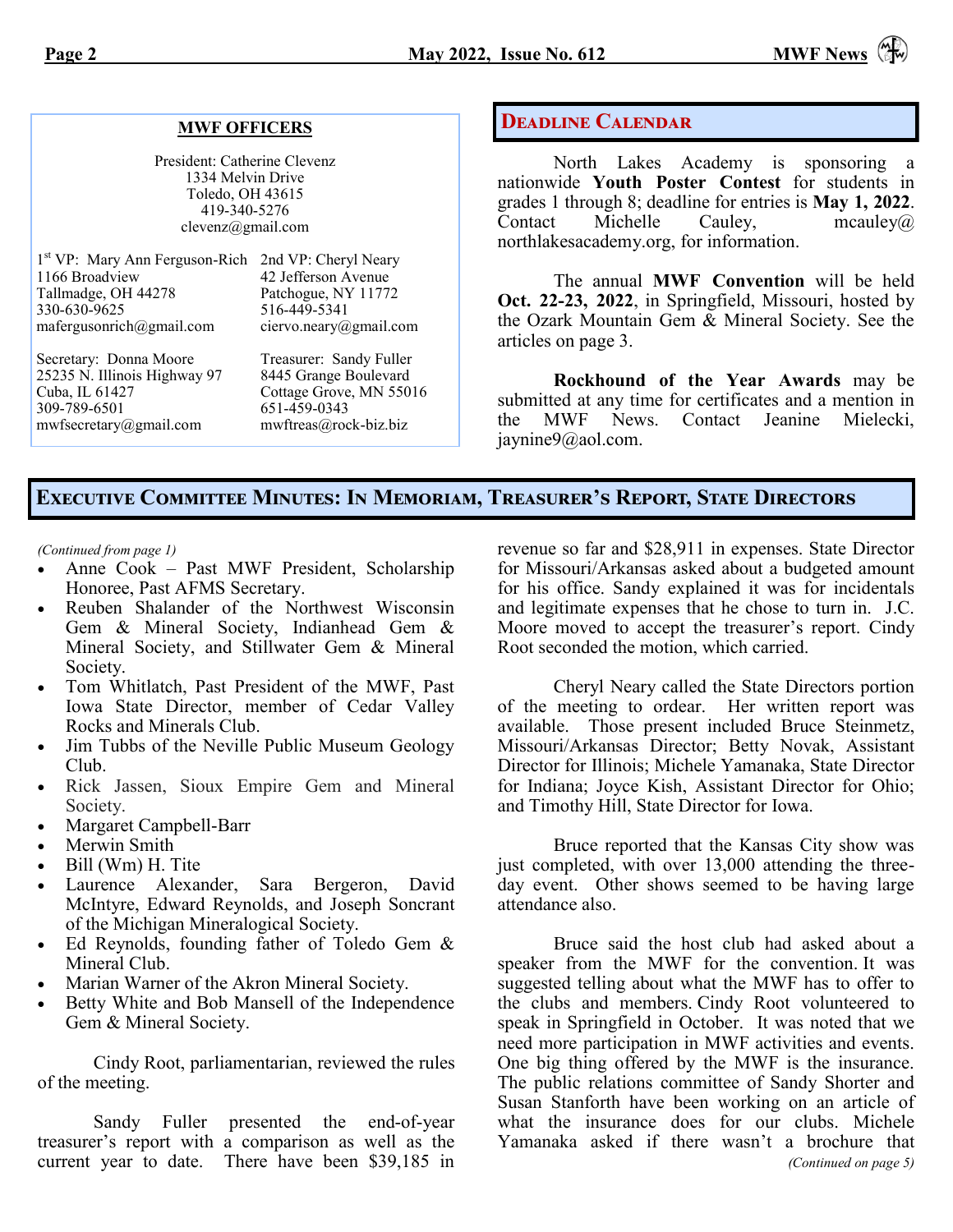## MWF OFFICERS

President: Catherine Clevenz
1334 Melvin Drive
Toledo, OH 43615
419-340-5276
clevenz@gmail.com

1st VP: Mary Ann Ferguson-Rich
1166 Broadview
Tallmadge, OH 44278
330-630-9625
mafergusonrich@gmail.com

2nd VP: Cheryl Neary
42 Jefferson Avenue
Patchogue, NY 11772
516-449-5341
ciervo.neary@gmail.com

Secretary: Donna Moore
25235 N. Illinois Highway 97
Cuba, IL 61427
309-789-6501
mwfsecretary@gmail.com

Treasurer: Sandy Fuller
8445 Grange Boulevard
Cottage Grove, MN 55016
651-459-0343
mwftreas@rock-biz.biz

## Deadline Calendar

North Lakes Academy is sponsoring a nationwide **Youth Poster Contest** for students in grades 1 through 8; deadline for entries is **May 1, 2022**. Contact Michelle Cauley, mcauley@northlakesacademy.org, for information.

The annual **MWF Convention** will be held **Oct. 22-23, 2022**, in Springfield, Missouri, hosted by the Ozark Mountain Gem & Mineral Society. See the articles on page 3.

**Rockhound of the Year Awards** may be submitted at any time for certificates and a mention in the MWF News. Contact Jeanine Mielecki, jaynine9@aol.com.

## Executive Committee Minutes: In Memoriam, Treasurer's Report, State Directors

*(Continued from page 1)*

- Anne Cook – Past MWF President, Scholarship Honoree, Past AFMS Secretary.
- Reuben Shalander of the Northwest Wisconsin Gem & Mineral Society, Indianhead Gem & Mineral Society, and Stillwater Gem & Mineral Society.
- Tom Whitlatch, Past President of the MWF, Past Iowa State Director, member of Cedar Valley Rocks and Minerals Club.
- Jim Tubbs of the Neville Public Museum Geology Club.
- Rick Jassen, Sioux Empire Gem and Mineral Society.
- Margaret Campbell-Barr
- Merwin Smith
- Bill (Wm) H. Tite
- Laurence Alexander, Sara Bergeron, David McIntyre, Edward Reynolds, and Joseph Soncrant of the Michigan Mineralogical Society.
- Ed Reynolds, founding father of Toledo Gem & Mineral Club.
- Marian Warner of the Akron Mineral Society.
- Betty White and Bob Mansell of the Independence Gem & Mineral Society.

Cindy Root, parliamentarian, reviewed the rules of the meeting.

Sandy Fuller presented the end-of-year treasurer's report with a comparison as well as the current year to date. There have been $39,185 in revenue so far and $28,911 in expenses. State Director for Missouri/Arkansas asked about a budgeted amount for his office. Sandy explained it was for incidentals and legitimate expenses that he chose to turn in. J.C. Moore moved to accept the treasurer's report. Cindy Root seconded the motion, which carried.

Cheryl Neary called the State Directors portion of the meeting to ordear. Her written report was available. Those present included Bruce Steinmetz, Missouri/Arkansas Director; Betty Novak, Assistant Director for Illinois; Michele Yamanaka, State Director for Indiana; Joyce Kish, Assistant Director for Ohio; and Timothy Hill, State Director for Iowa.

Bruce reported that the Kansas City show was just completed, with over 13,000 attending the three-day event. Other shows seemed to be having large attendance also.

Bruce said the host club had asked about a speaker from the MWF for the convention. It was suggested telling about what the MWF has to offer to the clubs and members. Cindy Root volunteered to speak in Springfield in October. It was noted that we need more participation in MWF activities and events. One big thing offered by the MWF is the insurance. The public relations committee of Sandy Shorter and Susan Stanforth have been working on an article of what the insurance does for our clubs. Michele Yamanaka asked if there wasn't a brochure that

*(Continued on page 5)*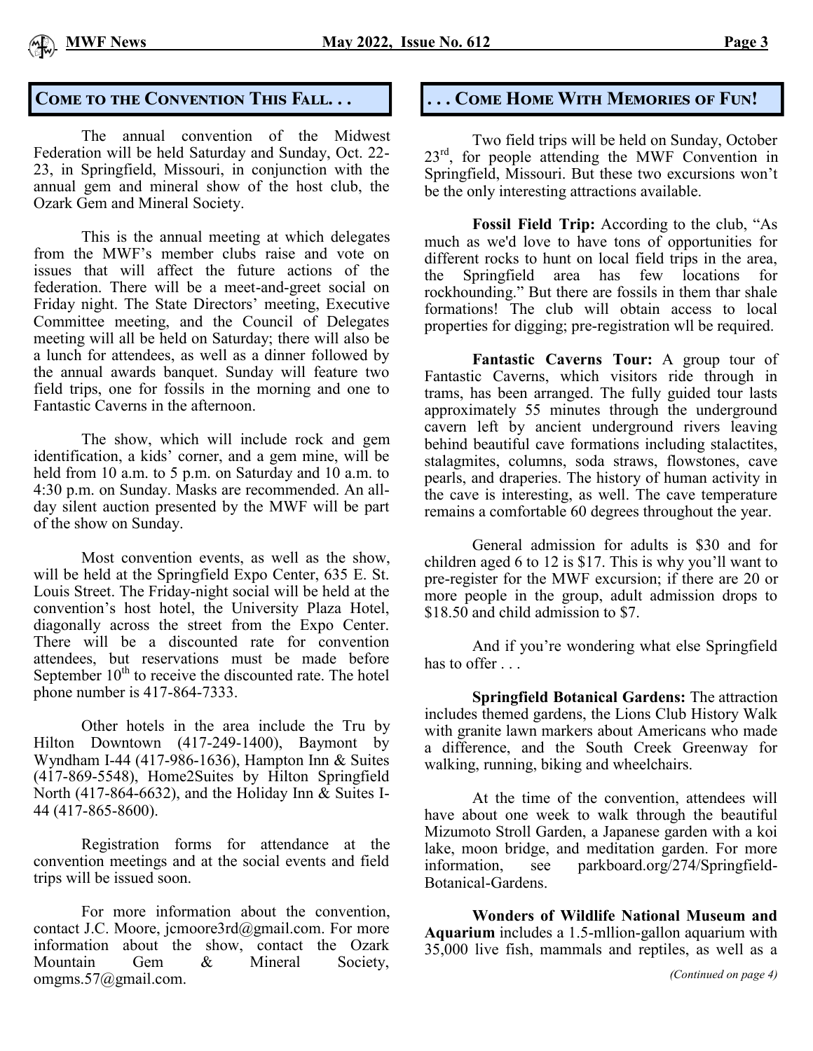## Come to the Convention This Fall. . .

The annual convention of the Midwest Federation will be held Saturday and Sunday, Oct. 22-23, in Springfield, Missouri, in conjunction with the annual gem and mineral show of the host club, the Ozark Gem and Mineral Society.

This is the annual meeting at which delegates from the MWF's member clubs raise and vote on issues that will affect the future actions of the federation. There will be a meet-and-greet social on Friday night. The State Directors' meeting, Executive Committee meeting, and the Council of Delegates meeting will all be held on Saturday; there will also be a lunch for attendees, as well as a dinner followed by the annual awards banquet. Sunday will feature two field trips, one for fossils in the morning and one to Fantastic Caverns in the afternoon.

The show, which will include rock and gem identification, a kids' corner, and a gem mine, will be held from 10 a.m. to 5 p.m. on Saturday and 10 a.m. to 4:30 p.m. on Sunday. Masks are recommended. An all-day silent auction presented by the MWF will be part of the show on Sunday.

Most convention events, as well as the show, will be held at the Springfield Expo Center, 635 E. St. Louis Street. The Friday-night social will be held at the convention's host hotel, the University Plaza Hotel, diagonally across the street from the Expo Center. There will be a discounted rate for convention attendees, but reservations must be made before September 10th to receive the discounted rate. The hotel phone number is 417-864-7333.

Other hotels in the area include the Tru by Hilton Downtown (417-249-1400), Baymont by Wyndham I-44 (417-986-1636), Hampton Inn & Suites (417-869-5548), Home2Suites by Hilton Springfield North (417-864-6632), and the Holiday Inn & Suites I-44 (417-865-8600).

Registration forms for attendance at the convention meetings and at the social events and field trips will be issued soon.

For more information about the convention, contact J.C. Moore, jcmoore3rd@gmail.com. For more information about the show, contact the Ozark Mountain Gem & Mineral Society, omgms.57@gmail.com.

## . . . Come Home With Memories of Fun!

Two field trips will be held on Sunday, October 23rd, for people attending the MWF Convention in Springfield, Missouri. But these two excursions won't be the only interesting attractions available.

**Fossil Field Trip:** According to the club, "As much as we'd love to have tons of opportunities for different rocks to hunt on local field trips in the area, the Springfield area has few locations for rockhounding." But there are fossils in them thar shale formations! The club will obtain access to local properties for digging; pre-registration wll be required.

**Fantastic Caverns Tour:** A group tour of Fantastic Caverns, which visitors ride through in trams, has been arranged. The fully guided tour lasts approximately 55 minutes through the underground cavern left by ancient underground rivers leaving behind beautiful cave formations including stalactites, stalagmites, columns, soda straws, flowstones, cave pearls, and draperies. The history of human activity in the cave is interesting, as well. The cave temperature remains a comfortable 60 degrees throughout the year.

General admission for adults is $30 and for children aged 6 to 12 is $17. This is why you'll want to pre-register for the MWF excursion; if there are 20 or more people in the group, adult admission drops to $18.50 and child admission to $7.

And if you're wondering what else Springfield has to offer . . .

**Springfield Botanical Gardens:** The attraction includes themed gardens, the Lions Club History Walk with granite lawn markers about Americans who made a difference, and the South Creek Greenway for walking, running, biking and wheelchairs.

At the time of the convention, attendees will have about one week to walk through the beautiful Mizumoto Stroll Garden, a Japanese garden with a koi lake, moon bridge, and meditation garden. For more information, see parkboard.org/274/Springfield-Botanical-Gardens.

**Wonders of Wildlife National Museum and Aquarium** includes a 1.5-mllion-gallon aquarium with 35,000 live fish, mammals and reptiles, as well as a

*(Continued on page 4)*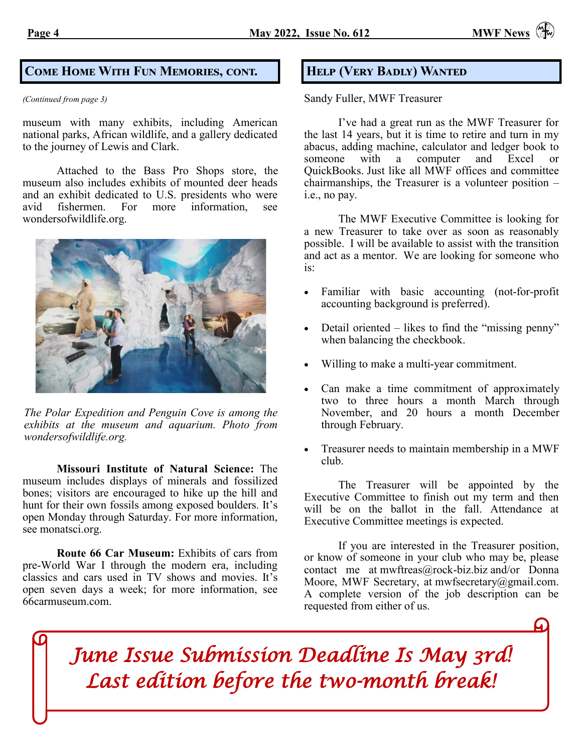## Come Home With Fun Memories, cont.

*(Continued from page 3)*

museum with many exhibits, including American national parks, African wildlife, and a gallery dedicated to the journey of Lewis and Clark.

Attached to the Bass Pro Shops store, the museum also includes exhibits of mounted deer heads and an exhibit dedicated to U.S. presidents who were avid fishermen. For more information, see wondersofwildlife.org.

*The Polar Expedition and Penguin Cove is among the exhibits at the museum and aquarium. Photo from wondersofwildlife.org.*

**Missouri Institute of Natural Science:** The museum includes displays of minerals and fossilized bones; visitors are encouraged to hike up the hill and hunt for their own fossils among exposed boulders. It's open Monday through Saturday. For more information, see monatsci.org.

**Route 66 Car Museum:** Exhibits of cars from pre-World War I through the modern era, including classics and cars used in TV shows and movies. It's open seven days a week; for more information, see 66carmuseum.com.

## Help (Very Badly) Wanted

Sandy Fuller, MWF Treasurer

I've had a great run as the MWF Treasurer for the last 14 years, but it is time to retire and turn in my abacus, adding machine, calculator and ledger book to someone with a computer and Excel or QuickBooks. Just like all MWF offices and committee chairmanships, the Treasurer is a volunteer position – i.e., no pay.

The MWF Executive Committee is looking for a new Treasurer to take over as soon as reasonably possible. I will be available to assist with the transition and act as a mentor. We are looking for someone who is:

- Familiar with basic accounting (not-for-profit accounting background is preferred).
- Detail oriented – likes to find the "missing penny" when balancing the checkbook.
- Willing to make a multi-year commitment.
- Can make a time commitment of approximately two to three hours a month March through November, and 20 hours a month December through February.
- Treasurer needs to maintain membership in a MWF club.

The Treasurer will be appointed by the Executive Committee to finish out my term and then will be on the ballot in the fall. Attendance at Executive Committee meetings is expected.

If you are interested in the Treasurer position, or know of someone in your club who may be, please contact me at mwftreas@rock-biz.biz and/or Donna Moore, MWF Secretary, at mwfsecretary@gmail.com. A complete version of the job description can be requested from either of us.

*June Issue Submission Deadline Is May 3rd!*
*Last edition before the two-month break!*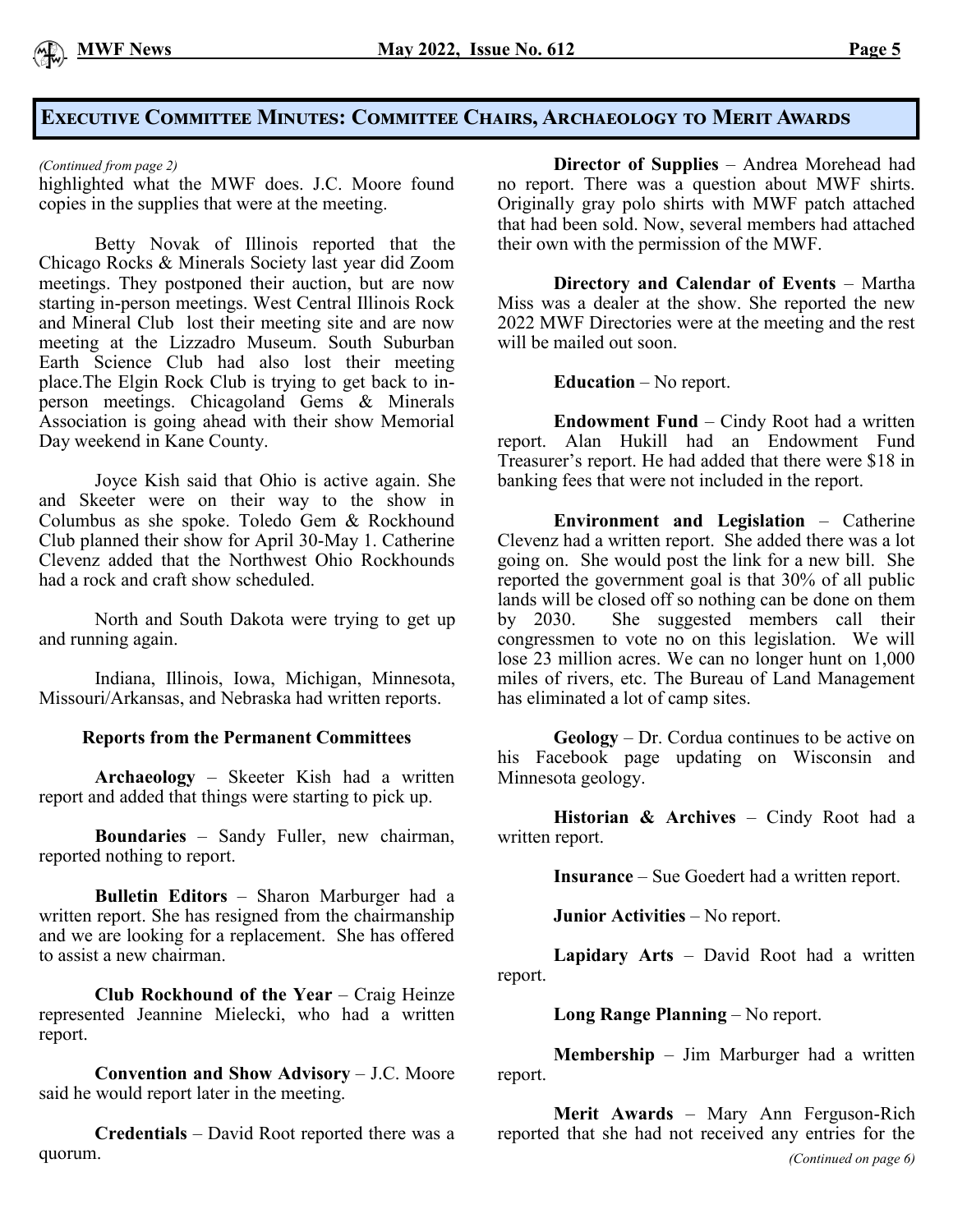## Executive Committee Minutes: Committee Chairs, Archaeology to Merit Awards

*(Continued from page 2)*

highlighted what the MWF does. J.C. Moore found copies in the supplies that were at the meeting.

Betty Novak of Illinois reported that the Chicago Rocks & Minerals Society last year did Zoom meetings. They postponed their auction, but are now starting in-person meetings. West Central Illinois Rock and Mineral Club lost their meeting site and are now meeting at the Lizzadro Museum. South Suburban Earth Science Club had also lost their meeting place.The Elgin Rock Club is trying to get back to in-person meetings. Chicagoland Gems & Minerals Association is going ahead with their show Memorial Day weekend in Kane County.

Joyce Kish said that Ohio is active again. She and Skeeter were on their way to the show in Columbus as she spoke. Toledo Gem & Rockhound Club planned their show for April 30-May 1. Catherine Clevenz added that the Northwest Ohio Rockhounds had a rock and craft show scheduled.

North and South Dakota were trying to get up and running again.

Indiana, Illinois, Iowa, Michigan, Minnesota, Missouri/Arkansas, and Nebraska had written reports.

**Reports from the Permanent Committees**

**Archaeology** – Skeeter Kish had a written report and added that things were starting to pick up.

**Boundaries** – Sandy Fuller, new chairman, reported nothing to report.

**Bulletin Editors** – Sharon Marburger had a written report. She has resigned from the chairmanship and we are looking for a replacement. She has offered to assist a new chairman.

**Club Rockhound of the Year** – Craig Heinze represented Jeannine Mielecki, who had a written report.

**Convention and Show Advisory** – J.C. Moore said he would report later in the meeting.

**Credentials** – David Root reported there was a quorum.

**Director of Supplies** – Andrea Morehead had no report. There was a question about MWF shirts. Originally gray polo shirts with MWF patch attached that had been sold. Now, several members had attached their own with the permission of the MWF.

**Directory and Calendar of Events** – Martha Miss was a dealer at the show. She reported the new 2022 MWF Directories were at the meeting and the rest will be mailed out soon.

**Education** – No report.

**Endowment Fund** – Cindy Root had a written report. Alan Hukill had an Endowment Fund Treasurer's report. He had added that there were $18 in banking fees that were not included in the report.

**Environment and Legislation** – Catherine Clevenz had a written report. She added there was a lot going on. She would post the link for a new bill. She reported the government goal is that 30% of all public lands will be closed off so nothing can be done on them by 2030. She suggested members call their congressmen to vote no on this legislation. We will lose 23 million acres. We can no longer hunt on 1,000 miles of rivers, etc. The Bureau of Land Management has eliminated a lot of camp sites.

**Geology** – Dr. Cordua continues to be active on his Facebook page updating on Wisconsin and Minnesota geology.

**Historian & Archives** – Cindy Root had a written report.

**Insurance** – Sue Goedert had a written report.

**Junior Activities** – No report.

**Lapidary Arts** – David Root had a written report.

**Long Range Planning** – No report.

**Membership** – Jim Marburger had a written report.

**Merit Awards** – Mary Ann Ferguson-Rich reported that she had not received any entries for the

*(Continued on page 6)*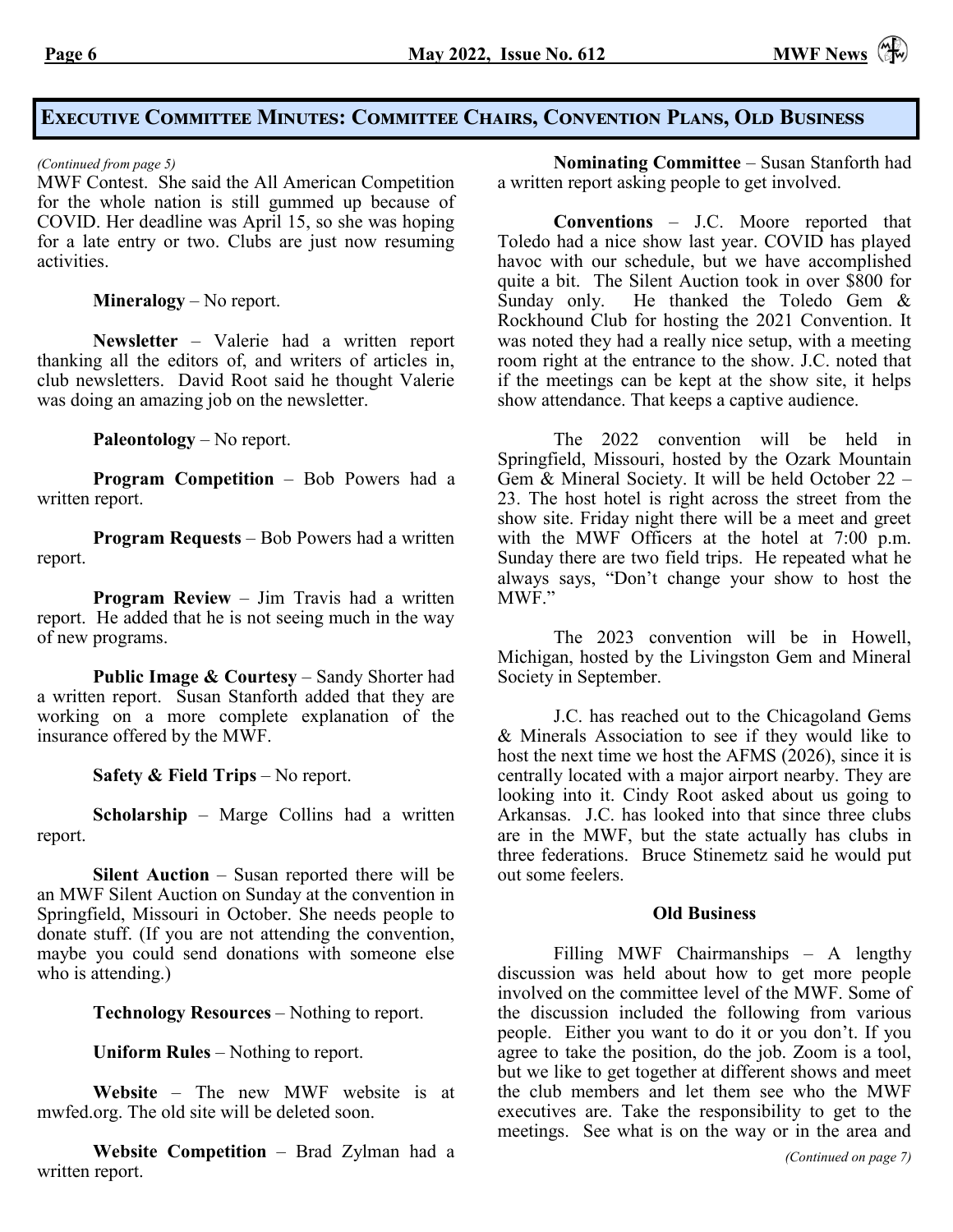## Executive Committee Minutes: Committee Chairs, Convention Plans, Old Business

*(Continued from page 5)*

MWF Contest. She said the All American Competition for the whole nation is still gummed up because of COVID. Her deadline was April 15, so she was hoping for a late entry or two. Clubs are just now resuming activities.

**Mineralogy** – No report.

**Newsletter** – Valerie had a written report thanking all the editors of, and writers of articles in, club newsletters. David Root said he thought Valerie was doing an amazing job on the newsletter.

**Paleontology** – No report.

**Program Competition** – Bob Powers had a written report.

**Program Requests** – Bob Powers had a written report.

**Program Review** – Jim Travis had a written report. He added that he is not seeing much in the way of new programs.

**Public Image & Courtesy** – Sandy Shorter had a written report. Susan Stanforth added that they are working on a more complete explanation of the insurance offered by the MWF.

**Safety & Field Trips** – No report.

**Scholarship** – Marge Collins had a written report.

**Silent Auction** – Susan reported there will be an MWF Silent Auction on Sunday at the convention in Springfield, Missouri in October. She needs people to donate stuff. (If you are not attending the convention, maybe you could send donations with someone else who is attending.)

**Technology Resources** – Nothing to report.

**Uniform Rules** – Nothing to report.

**Website** – The new MWF website is at mwfed.org. The old site will be deleted soon.

**Website Competition** – Brad Zylman had a written report.

**Nominating Committee** – Susan Stanforth had a written report asking people to get involved.

**Conventions** – J.C. Moore reported that Toledo had a nice show last year. COVID has played havoc with our schedule, but we have accomplished quite a bit. The Silent Auction took in over $800 for Sunday only. He thanked the Toledo Gem & Rockhound Club for hosting the 2021 Convention. It was noted they had a really nice setup, with a meeting room right at the entrance to the show. J.C. noted that if the meetings can be kept at the show site, it helps show attendance. That keeps a captive audience.

The 2022 convention will be held in Springfield, Missouri, hosted by the Ozark Mountain Gem & Mineral Society. It will be held October 22 – 23. The host hotel is right across the street from the show site. Friday night there will be a meet and greet with the MWF Officers at the hotel at 7:00 p.m. Sunday there are two field trips. He repeated what he always says, "Don't change your show to host the MWF."

The 2023 convention will be in Howell, Michigan, hosted by the Livingston Gem and Mineral Society in September.

J.C. has reached out to the Chicagoland Gems & Minerals Association to see if they would like to host the next time we host the AFMS (2026), since it is centrally located with a major airport nearby. They are looking into it. Cindy Root asked about us going to Arkansas. J.C. has looked into that since three clubs are in the MWF, but the state actually has clubs in three federations. Bruce Stinemetz said he would put out some feelers.

### Old Business

Filling MWF Chairmanships – A lengthy discussion was held about how to get more people involved on the committee level of the MWF. Some of the discussion included the following from various people. Either you want to do it or you don't. If you agree to take the position, do the job. Zoom is a tool, but we like to get together at different shows and meet the club members and let them see who the MWF executives are. Take the responsibility to get to the meetings. See what is on the way or in the area and

*(Continued on page 7)*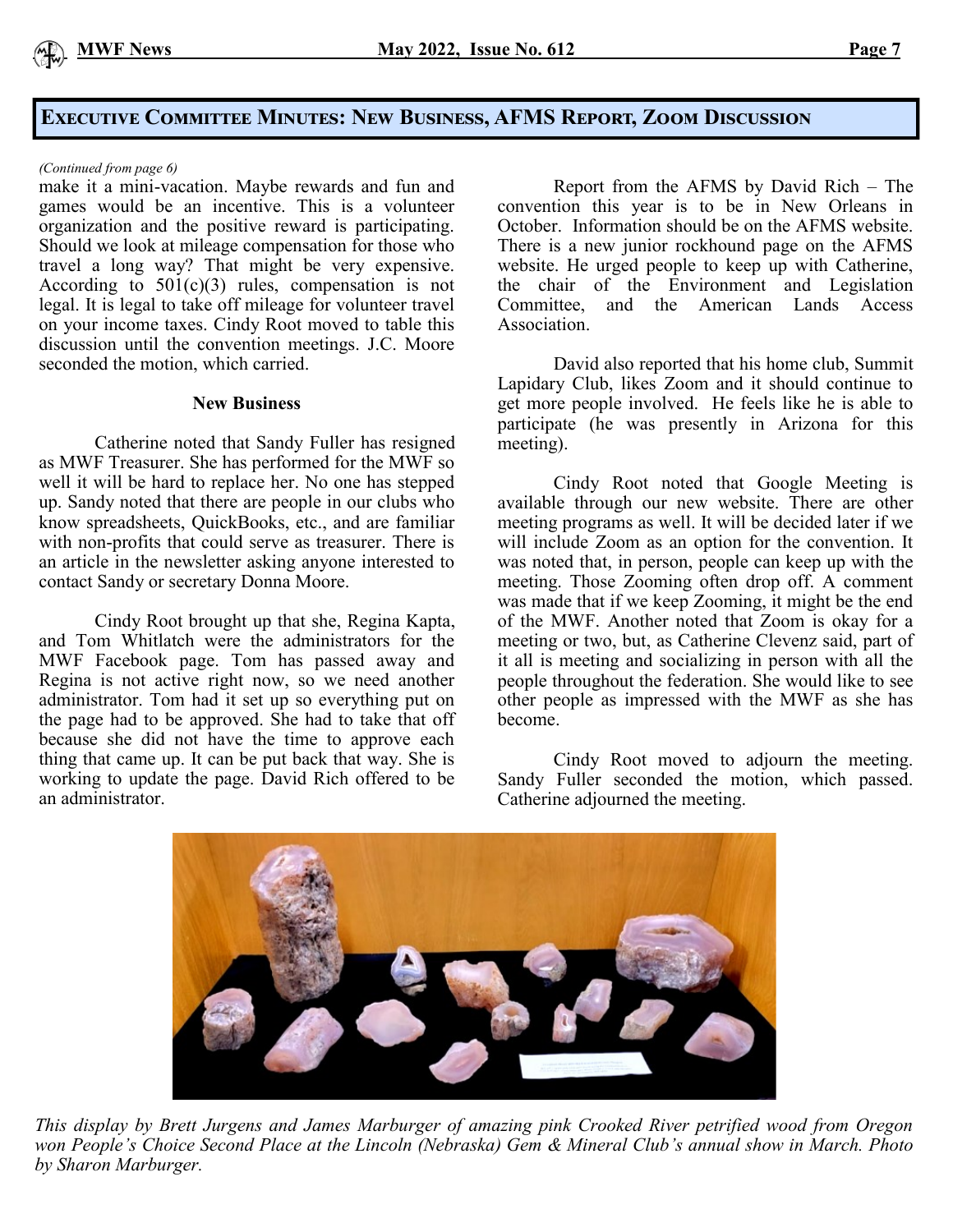## Executive Committee Minutes: New Business, AFMS Report, Zoom Discussion

*(Continued from page 6)*

make it a mini-vacation. Maybe rewards and fun and games would be an incentive. This is a volunteer organization and the positive reward is participating. Should we look at mileage compensation for those who travel a long way? That might be very expensive. According to 501(c)(3) rules, compensation is not legal. It is legal to take off mileage for volunteer travel on your income taxes. Cindy Root moved to table this discussion until the convention meetings. J.C. Moore seconded the motion, which carried.

**New Business**

Catherine noted that Sandy Fuller has resigned as MWF Treasurer. She has performed for the MWF so well it will be hard to replace her. No one has stepped up. Sandy noted that there are people in our clubs who know spreadsheets, QuickBooks, etc., and are familiar with non-profits that could serve as treasurer. There is an article in the newsletter asking anyone interested to contact Sandy or secretary Donna Moore.

Cindy Root brought up that she, Regina Kapta, and Tom Whitlatch were the administrators for the MWF Facebook page. Tom has passed away and Regina is not active right now, so we need another administrator. Tom had it set up so everything put on the page had to be approved. She had to take that off because she did not have the time to approve each thing that came up. It can be put back that way. She is working to update the page. David Rich offered to be an administrator.

Report from the AFMS by David Rich – The convention this year is to be in New Orleans in October. Information should be on the AFMS website. There is a new junior rockhound page on the AFMS website. He urged people to keep up with Catherine, the chair of the Environment and Legislation Committee, and the American Lands Access Association.

David also reported that his home club, Summit Lapidary Club, likes Zoom and it should continue to get more people involved. He feels like he is able to participate (he was presently in Arizona for this meeting).

Cindy Root noted that Google Meeting is available through our new website. There are other meeting programs as well. It will be decided later if we will include Zoom as an option for the convention. It was noted that, in person, people can keep up with the meeting. Those Zooming often drop off. A comment was made that if we keep Zooming, it might be the end of the MWF. Another noted that Zoom is okay for a meeting or two, but, as Catherine Clevenz said, part of it all is meeting and socializing in person with all the people throughout the federation. She would like to see other people as impressed with the MWF as she has become.

Cindy Root moved to adjourn the meeting. Sandy Fuller seconded the motion, which passed. Catherine adjourned the meeting.

*This display by Brett Jurgens and James Marburger of amazing pink Crooked River petrified wood from Oregon won People's Choice Second Place at the Lincoln (Nebraska) Gem & Mineral Club's annual show in March. Photo by Sharon Marburger.*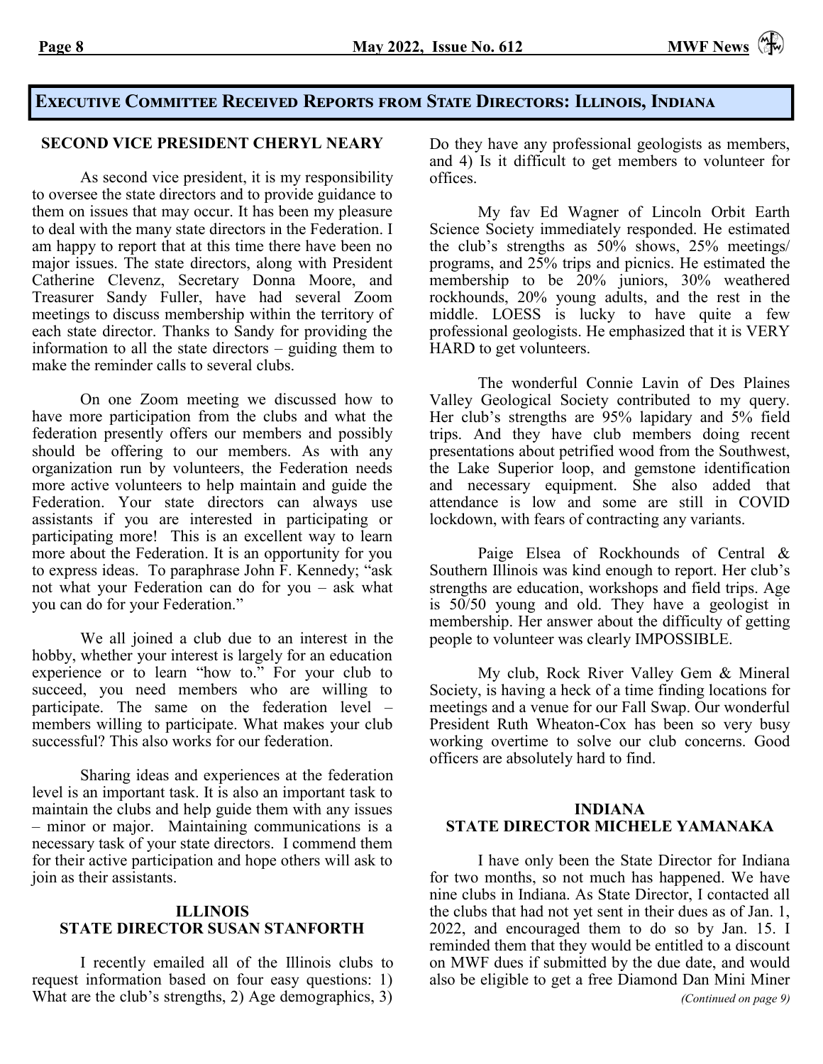## Executive Committee Received Reports from State Directors: Illinois, Indiana

### SECOND VICE PRESIDENT CHERYL NEARY

As second vice president, it is my responsibility to oversee the state directors and to provide guidance to them on issues that may occur. It has been my pleasure to deal with the many state directors in the Federation. I am happy to report that at this time there have been no major issues. The state directors, along with President Catherine Clevenz, Secretary Donna Moore, and Treasurer Sandy Fuller, have had several Zoom meetings to discuss membership within the territory of each state director. Thanks to Sandy for providing the information to all the state directors – guiding them to make the reminder calls to several clubs.

On one Zoom meeting we discussed how to have more participation from the clubs and what the federation presently offers our members and possibly should be offering to our members. As with any organization run by volunteers, the Federation needs more active volunteers to help maintain and guide the Federation. Your state directors can always use assistants if you are interested in participating or participating more! This is an excellent way to learn more about the Federation. It is an opportunity for you to express ideas. To paraphrase John F. Kennedy; "ask not what your Federation can do for you – ask what you can do for your Federation."

We all joined a club due to an interest in the hobby, whether your interest is largely for an education experience or to learn "how to." For your club to succeed, you need members who are willing to participate. The same on the federation level – members willing to participate. What makes your club successful? This also works for our federation.

Sharing ideas and experiences at the federation level is an important task. It is also an important task to maintain the clubs and help guide them with any issues – minor or major. Maintaining communications is a necessary task of your state directors. I commend them for their active participation and hope others will ask to join as their assistants.

### ILLINOIS
### STATE DIRECTOR SUSAN STANFORTH

I recently emailed all of the Illinois clubs to request information based on four easy questions: 1) What are the club's strengths, 2) Age demographics, 3) Do they have any professional geologists as members, and 4) Is it difficult to get members to volunteer for offices.

My fav Ed Wagner of Lincoln Orbit Earth Science Society immediately responded. He estimated the club's strengths as 50% shows, 25% meetings/ programs, and 25% trips and picnics. He estimated the membership to be 20% juniors, 30% weathered rockhounds, 20% young adults, and the rest in the middle. LOESS is lucky to have quite a few professional geologists. He emphasized that it is VERY HARD to get volunteers.

The wonderful Connie Lavin of Des Plaines Valley Geological Society contributed to my query. Her club's strengths are 95% lapidary and 5% field trips. And they have club members doing recent presentations about petrified wood from the Southwest, the Lake Superior loop, and gemstone identification and necessary equipment. She also added that attendance is low and some are still in COVID lockdown, with fears of contracting any variants.

Paige Elsea of Rockhounds of Central & Southern Illinois was kind enough to report. Her club's strengths are education, workshops and field trips. Age is 50/50 young and old. They have a geologist in membership. Her answer about the difficulty of getting people to volunteer was clearly IMPOSSIBLE.

My club, Rock River Valley Gem & Mineral Society, is having a heck of a time finding locations for meetings and a venue for our Fall Swap. Our wonderful President Ruth Wheaton-Cox has been so very busy working overtime to solve our club concerns. Good officers are absolutely hard to find.

### INDIANA
### STATE DIRECTOR MICHELE YAMANAKA

I have only been the State Director for Indiana for two months, so not much has happened. We have nine clubs in Indiana. As State Director, I contacted all the clubs that had not yet sent in their dues as of Jan. 1, 2022, and encouraged them to do so by Jan. 15. I reminded them that they would be entitled to a discount on MWF dues if submitted by the due date, and would also be eligible to get a free Diamond Dan Mini Miner

*(Continued on page 9)*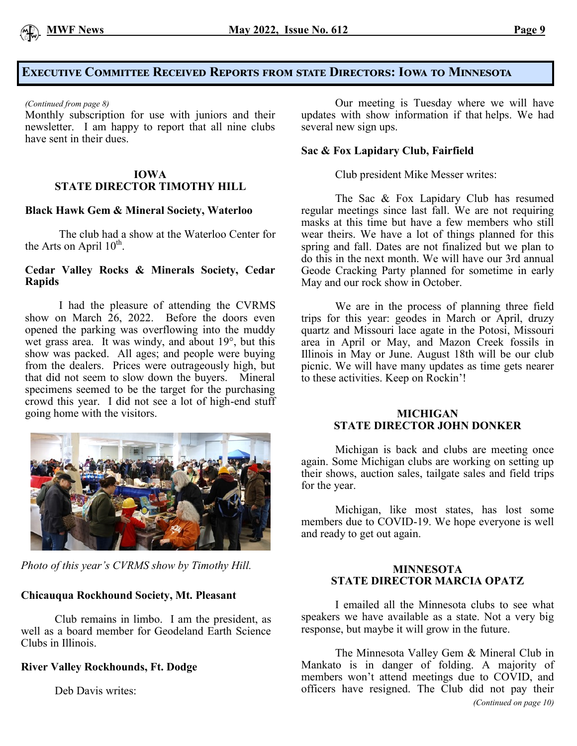## Executive Committee Received Reports from state Directors: Iowa to Minnesota

*(Continued from page 8)*

Monthly subscription for use with juniors and their newsletter. I am happy to report that all nine clubs have sent in their dues.

### IOWA
### STATE DIRECTOR TIMOTHY HILL

**Black Hawk Gem & Mineral Society, Waterloo**

The club had a show at the Waterloo Center for the Arts on April 10th.

**Cedar Valley Rocks & Minerals Society, Cedar Rapids**

I had the pleasure of attending the CVRMS show on March 26, 2022. Before the doors even opened the parking was overflowing into the muddy wet grass area. It was windy, and about 19°, but this show was packed. All ages; and people were buying from the dealers. Prices were outrageously high, but that did not seem to slow down the buyers. Mineral specimens seemed to be the target for the purchasing crowd this year. I did not see a lot of high-end stuff going home with the visitors.

*Photo of this year's CVRMS show by Timothy Hill.*

**Chicauqua Rockhound Society, Mt. Pleasant**

Club remains in limbo. I am the president, as well as a board member for Geodeland Earth Science Clubs in Illinois.

**River Valley Rockhounds, Ft. Dodge**

Deb Davis writes:

Our meeting is Tuesday where we will have updates with show information if that helps. We had several new sign ups.

**Sac & Fox Lapidary Club, Fairfield**

Club president Mike Messer writes:

The Sac & Fox Lapidary Club has resumed regular meetings since last fall. We are not requiring masks at this time but have a few members who still wear theirs. We have a lot of things planned for this spring and fall. Dates are not finalized but we plan to do this in the next month. We will have our 3rd annual Geode Cracking Party planned for sometime in early May and our rock show in October.

We are in the process of planning three field trips for this year: geodes in March or April, druzy quartz and Missouri lace agate in the Potosi, Missouri area in April or May, and Mazon Creek fossils in Illinois in May or June. August 18th will be our club picnic. We will have many updates as time gets nearer to these activities. Keep on Rockin'!

### MICHIGAN
### STATE DIRECTOR JOHN DONKER

Michigan is back and clubs are meeting once again. Some Michigan clubs are working on setting up their shows, auction sales, tailgate sales and field trips for the year.

Michigan, like most states, has lost some members due to COVID-19. We hope everyone is well and ready to get out again.

### MINNESOTA
### STATE DIRECTOR MARCIA OPATZ

I emailed all the Minnesota clubs to see what speakers we have available as a state. Not a very big response, but maybe it will grow in the future.

The Minnesota Valley Gem & Mineral Club in Mankato is in danger of folding. A majority of members won't attend meetings due to COVID, and officers have resigned. The Club did not pay their

*(Continued on page 10)*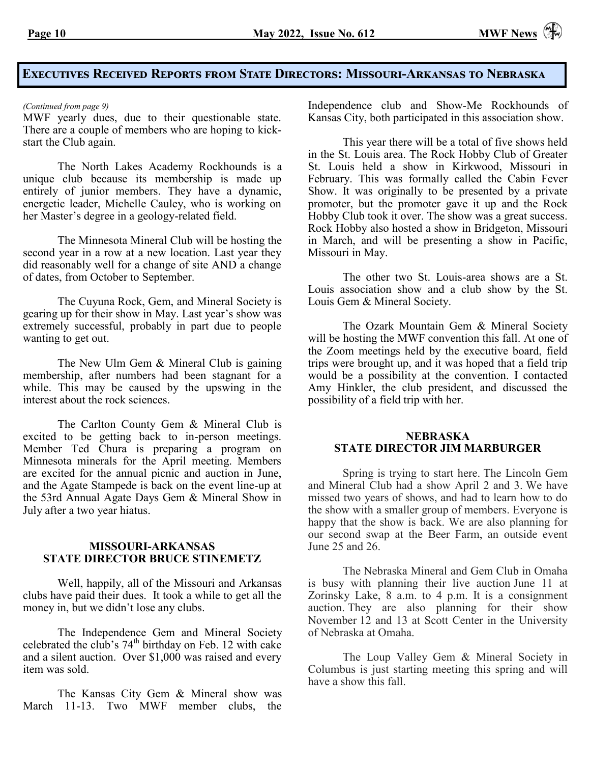## Executives Received Reports from State Directors: Missouri-Arkansas to Nebraska

*(Continued from page 9)*

MWF yearly dues, due to their questionable state. There are a couple of members who are hoping to kick-start the Club again.

The North Lakes Academy Rockhounds is a unique club because its membership is made up entirely of junior members. They have a dynamic, energetic leader, Michelle Cauley, who is working on her Master's degree in a geology-related field.

The Minnesota Mineral Club will be hosting the second year in a row at a new location. Last year they did reasonably well for a change of site AND a change of dates, from October to September.

The Cuyuna Rock, Gem, and Mineral Society is gearing up for their show in May. Last year's show was extremely successful, probably in part due to people wanting to get out.

The New Ulm Gem & Mineral Club is gaining membership, after numbers had been stagnant for a while. This may be caused by the upswing in the interest about the rock sciences.

The Carlton County Gem & Mineral Club is excited to be getting back to in-person meetings. Member Ted Chura is preparing a program on Minnesota minerals for the April meeting. Members are excited for the annual picnic and auction in June, and the Agate Stampede is back on the event line-up at the 53rd Annual Agate Days Gem & Mineral Show in July after a two year hiatus.

### MISSOURI-ARKANSAS
### STATE DIRECTOR BRUCE STINEMETZ

Well, happily, all of the Missouri and Arkansas clubs have paid their dues. It took a while to get all the money in, but we didn't lose any clubs.

The Independence Gem and Mineral Society celebrated the club's 74th birthday on Feb. 12 with cake and a silent auction. Over $1,000 was raised and every item was sold.

The Kansas City Gem & Mineral show was March 11-13. Two MWF member clubs, the Independence club and Show-Me Rockhounds of Kansas City, both participated in this association show.

This year there will be a total of five shows held in the St. Louis area. The Rock Hobby Club of Greater St. Louis held a show in Kirkwood, Missouri in February. This was formally called the Cabin Fever Show. It was originally to be presented by a private promoter, but the promoter gave it up and the Rock Hobby Club took it over. The show was a great success. Rock Hobby also hosted a show in Bridgeton, Missouri in March, and will be presenting a show in Pacific, Missouri in May.

The other two St. Louis-area shows are a St. Louis association show and a club show by the St. Louis Gem & Mineral Society.

The Ozark Mountain Gem & Mineral Society will be hosting the MWF convention this fall. At one of the Zoom meetings held by the executive board, field trips were brought up, and it was hoped that a field trip would be a possibility at the convention. I contacted Amy Hinkler, the club president, and discussed the possibility of a field trip with her.

### NEBRASKA
### STATE DIRECTOR JIM MARBURGER

Spring is trying to start here. The Lincoln Gem and Mineral Club had a show April 2 and 3. We have missed two years of shows, and had to learn how to do the show with a smaller group of members. Everyone is happy that the show is back. We are also planning for our second swap at the Beer Farm, an outside event June 25 and 26.

The Nebraska Mineral and Gem Club in Omaha is busy with planning their live auction June 11 at Zorinsky Lake, 8 a.m. to 4 p.m. It is a consignment auction. They are also planning for their show November 12 and 13 at Scott Center in the University of Nebraska at Omaha.

The Loup Valley Gem & Mineral Society in Columbus is just starting meeting this spring and will have a show this fall.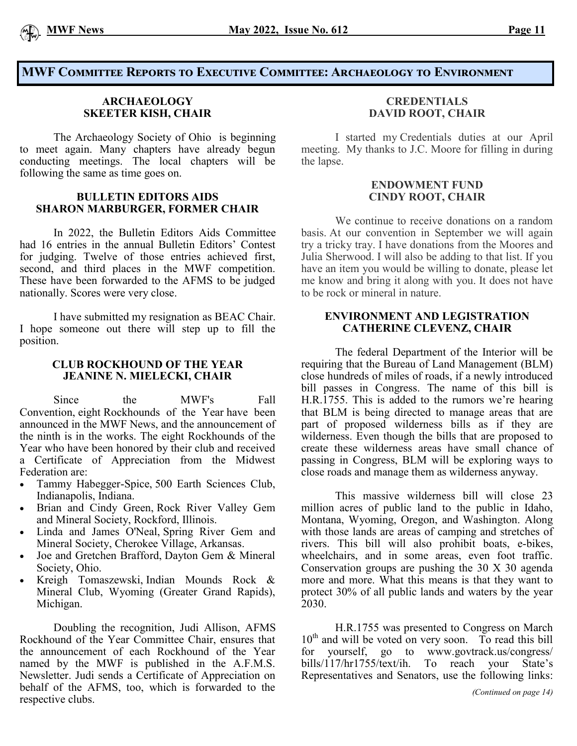## MWF Committee Reports to Executive Committee: Archaeology to Environment

### ARCHAEOLOGY
### SKEETER KISH, CHAIR

The Archaeology Society of Ohio is beginning to meet again. Many chapters have already begun conducting meetings. The local chapters will be following the same as time goes on.

### BULLETIN EDITORS AIDS
### SHARON MARBURGER, FORMER CHAIR

In 2022, the Bulletin Editors Aids Committee had 16 entries in the annual Bulletin Editors' Contest for judging. Twelve of those entries achieved first, second, and third places in the MWF competition. These have been forwarded to the AFMS to be judged nationally. Scores were very close.

I have submitted my resignation as BEAC Chair. I hope someone out there will step up to fill the position.

### CLUB ROCKHOUND OF THE YEAR
### JEANINE N. MIELECKI, CHAIR

Since the MWF's Fall Convention, eight Rockhounds of the Year have been announced in the MWF News, and the announcement of the ninth is in the works. The eight Rockhounds of the Year who have been honored by their club and received a Certificate of Appreciation from the Midwest Federation are:

- Tammy Habegger-Spice, 500 Earth Sciences Club, Indianapolis, Indiana.
- Brian and Cindy Green, Rock River Valley Gem and Mineral Society, Rockford, Illinois.
- Linda and James O'Neal, Spring River Gem and Mineral Society, Cherokee Village, Arkansas.
- Joe and Gretchen Brafford, Dayton Gem & Mineral Society, Ohio.
- Kreigh Tomaszewski, Indian Mounds Rock & Mineral Club, Wyoming (Greater Grand Rapids), Michigan.

Doubling the recognition, Judi Allison, AFMS Rockhound of the Year Committee Chair, ensures that the announcement of each Rockhound of the Year named by the MWF is published in the A.F.M.S. Newsletter. Judi sends a Certificate of Appreciation on behalf of the AFMS, too, which is forwarded to the respective clubs.

### CREDENTIALS
### DAVID ROOT, CHAIR

I started my Credentials duties at our April meeting. My thanks to J.C. Moore for filling in during the lapse.

### ENDOWMENT FUND
### CINDY ROOT, CHAIR

We continue to receive donations on a random basis. At our convention in September we will again try a tricky tray. I have donations from the Moores and Julia Sherwood. I will also be adding to that list. If you have an item you would be willing to donate, please let me know and bring it along with you. It does not have to be rock or mineral in nature.

### ENVIRONMENT AND LEGISTRATION
### CATHERINE CLEVENZ, CHAIR

The federal Department of the Interior will be requiring that the Bureau of Land Management (BLM) close hundreds of miles of roads, if a newly introduced bill passes in Congress. The name of this bill is H.R.1755. This is added to the rumors we're hearing that BLM is being directed to manage areas that are part of proposed wilderness bills as if they are wilderness. Even though the bills that are proposed to create these wilderness areas have small chance of passing in Congress, BLM will be exploring ways to close roads and manage them as wilderness anyway.

This massive wilderness bill will close 23 million acres of public land to the public in Idaho, Montana, Wyoming, Oregon, and Washington. Along with those lands are areas of camping and stretches of rivers. This bill will also prohibit boats, e-bikes, wheelchairs, and in some areas, even foot traffic. Conservation groups are pushing the 30 X 30 agenda more and more. What this means is that they want to protect 30% of all public lands and waters by the year 2030.

H.R.1755 was presented to Congress on March 10th and will be voted on very soon. To read this bill for yourself, go to www.govtrack.us/congress/bills/117/hr1755/text/ih. To reach your State's Representatives and Senators, use the following links:

*(Continued on page 14)*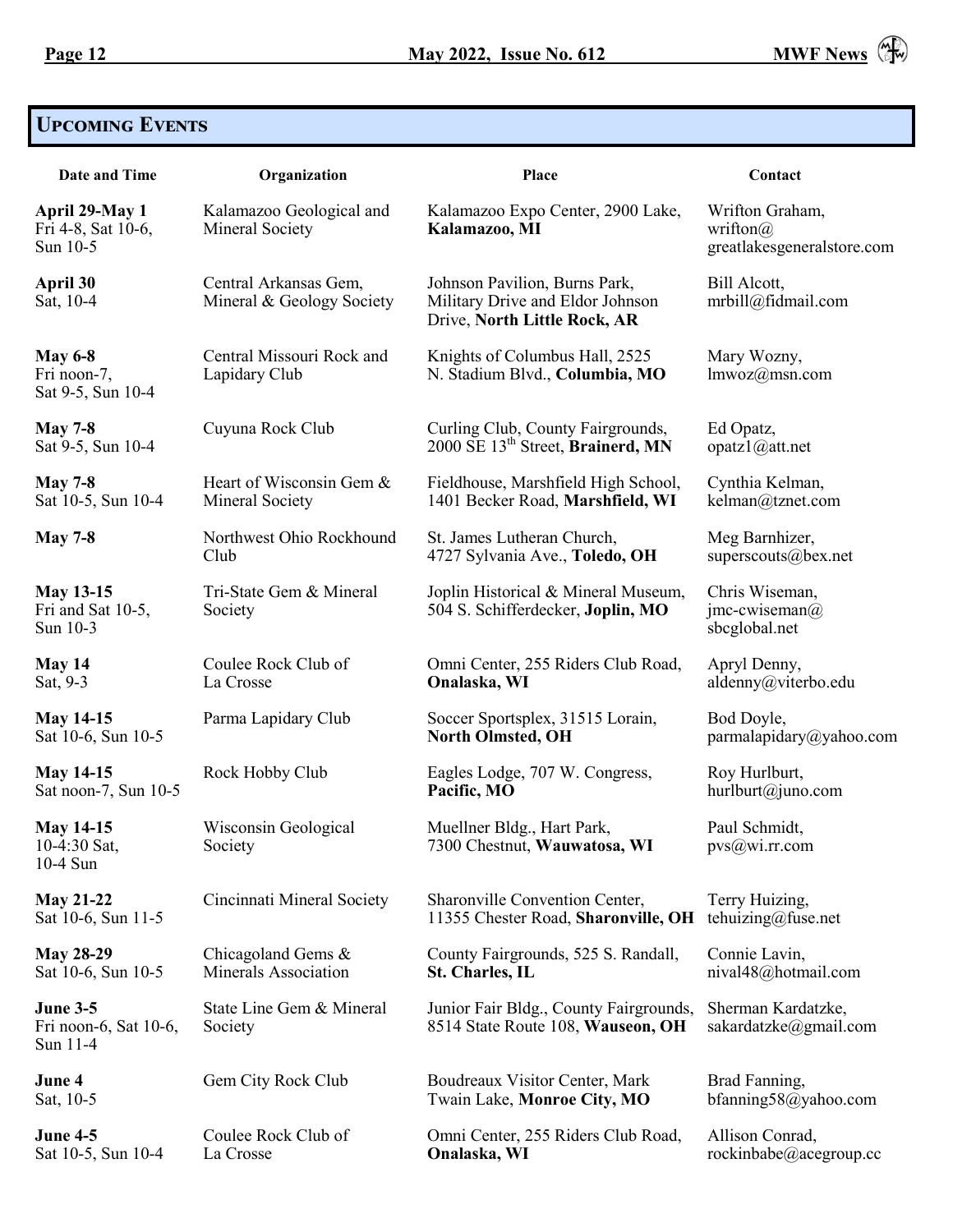## UPCOMING EVENTS

| Date and Time | Organization | Place | Contact |
|---|---|---|---|
| **April 29-May 1** Fri 4-8, Sat 10-6, Sun 10-5 | Kalamazoo Geological and Mineral Society | Kalamazoo Expo Center, 2900 Lake, **Kalamazoo, MI** | Wrifton Graham, wrifton@greatlakesgeneralstore.com |
| **April 30** Sat, 10-4 | Central Arkansas Gem, Mineral & Geology Society | Johnson Pavilion, Burns Park, Military Drive and Eldor Johnson Drive, **North Little Rock, AR** | Bill Alcott, mrbill@fidmail.com |
| **May 6-8** Fri noon-7, Sat 9-5, Sun 10-4 | Central Missouri Rock and Lapidary Club | Knights of Columbus Hall, 2525 N. Stadium Blvd., **Columbia, MO** | Mary Wozny, lmwoz@msn.com |
| **May 7-8** Sat 9-5, Sun 10-4 | Cuyuna Rock Club | Curling Club, County Fairgrounds, 2000 SE 13th Street, **Brainerd, MN** | Ed Opatz, opatz1@att.net |
| **May 7-8** Sat 10-5, Sun 10-4 | Heart of Wisconsin Gem & Mineral Society | Fieldhouse, Marshfield High School, 1401 Becker Road, **Marshfield, WI** | Cynthia Kelman, kelman@tznet.com |
| **May 7-8** | Northwest Ohio Rockhound Club | St. James Lutheran Church, 4727 Sylvania Ave., **Toledo, OH** | Meg Barnhizer, superscouts@bex.net |
| **May 13-15** Fri and Sat 10-5, Sun 10-3 | Tri-State Gem & Mineral Society | Joplin Historical & Mineral Museum, 504 S. Schifferdecker, **Joplin, MO** | Chris Wiseman, jmc-cwiseman@sbcglobal.net |
| **May 14** Sat, 9-3 | Coulee Rock Club of La Crosse | Omni Center, 255 Riders Club Road, **Onalaska, WI** | Apryl Denny, aldenny@viterbo.edu |
| **May 14-15** Sat 10-6, Sun 10-5 | Parma Lapidary Club | Soccer Sportsplex, 31515 Lorain, **North Olmsted, OH** | Bod Doyle, parmalapidary@yahoo.com |
| **May 14-15** Sat noon-7, Sun 10-5 | Rock Hobby Club | Eagles Lodge, 707 W. Congress, **Pacific, MO** | Roy Hurlburt, hurlburt@juno.com |
| **May 14-15** 10-4:30 Sat, 10-4 Sun | Wisconsin Geological Society | Muellner Bldg., Hart Park, 7300 Chestnut, **Wauwatosa, WI** | Paul Schmidt, pvs@wi.rr.com |
| **May 21-22** Sat 10-6, Sun 11-5 | Cincinnati Mineral Society | Sharonville Convention Center, 11355 Chester Road, **Sharonville, OH** | Terry Huizing, tehuizing@fuse.net |
| **May 28-29** Sat 10-6, Sun 10-5 | Chicagoland Gems & Minerals Association | County Fairgrounds, 525 S. Randall, **St. Charles, IL** | Connie Lavin, nival48@hotmail.com |
| **June 3-5** Fri noon-6, Sat 10-6, Sun 11-4 | State Line Gem & Mineral Society | Junior Fair Bldg., County Fairgrounds, 8514 State Route 108, **Wauseon, OH** | Sherman Kardatzke, sakardatzke@gmail.com |
| **June 4** Sat, 10-5 | Gem City Rock Club | Boudreaux Visitor Center, Mark Twain Lake, **Monroe City, MO** | Brad Fanning, bfanning58@yahoo.com |
| **June 4-5** Sat 10-5, Sun 10-4 | Coulee Rock Club of La Crosse | Omni Center, 255 Riders Club Road, **Onalaska, WI** | Allison Conrad, rockinbabe@acegroup.cc |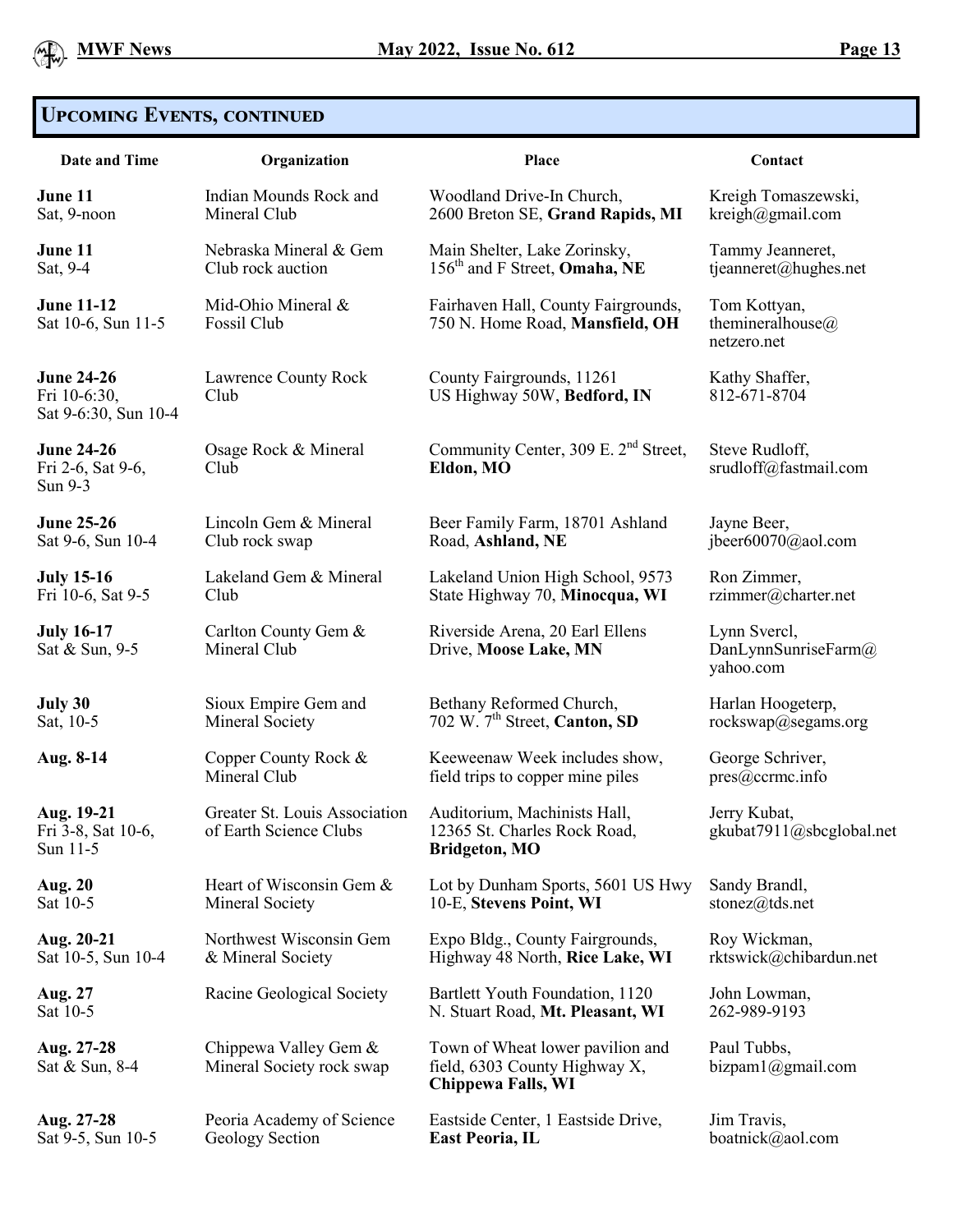## Upcoming Events, continued

| Date and Time | Organization | Place | Contact |
|---|---|---|---|
| **June 11** Sat, 9-noon | Indian Mounds Rock and Mineral Club | Woodland Drive-In Church, 2600 Breton SE, **Grand Rapids, MI** | Kreigh Tomaszewski, kreigh@gmail.com |
| **June 11** Sat, 9-4 | Nebraska Mineral & Gem Club rock auction | Main Shelter, Lake Zorinsky, 156th and F Street, **Omaha, NE** | Tammy Jeanneret, tjeanneret@hughes.net |
| **June 11-12** Sat 10-6, Sun 11-5 | Mid-Ohio Mineral & Fossil Club | Fairhaven Hall, County Fairgrounds, 750 N. Home Road, **Mansfield, OH** | Tom Kottyan, themineralhouse@netzero.net |
| **June 24-26** Fri 10-6:30, Sat 9-6:30, Sun 10-4 | Lawrence County Rock Club | County Fairgrounds, 11261 US Highway 50W, **Bedford, IN** | Kathy Shaffer, 812-671-8704 |
| **June 24-26** Fri 2-6, Sat 9-6, Sun 9-3 | Osage Rock & Mineral Club | Community Center, 309 E. 2nd Street, **Eldon, MO** | Steve Rudloff, srudloff@fastmail.com |
| **June 25-26** Sat 9-6, Sun 10-4 | Lincoln Gem & Mineral Club rock swap | Beer Family Farm, 18701 Ashland Road, **Ashland, NE** | Jayne Beer, jbeer60070@aol.com |
| **July 15-16** Fri 10-6, Sat 9-5 | Lakeland Gem & Mineral Club | Lakeland Union High School, 9573 State Highway 70, **Minocqua, WI** | Ron Zimmer, rzimmer@charter.net |
| **July 16-17** Sat & Sun, 9-5 | Carlton County Gem & Mineral Club | Riverside Arena, 20 Earl Ellens Drive, **Moose Lake, MN** | Lynn Svercl, DanLynnSunriseFarm@yahoo.com |
| **July 30** Sat, 10-5 | Sioux Empire Gem and Mineral Society | Bethany Reformed Church, 702 W. 7th Street, **Canton, SD** | Harlan Hoogeterp, rockswap@segams.org |
| **Aug. 8-14** | Copper County Rock & Mineral Club | Keeweenaw Week includes show, field trips to copper mine piles | George Schriver, pres@ccrmc.info |
| **Aug. 19-21** Fri 3-8, Sat 10-6, Sun 11-5 | Greater St. Louis Association of Earth Science Clubs | Auditorium, Machinists Hall, 12365 St. Charles Rock Road, **Bridgeton, MO** | Jerry Kubat, gkubat7911@sbcglobal.net |
| **Aug. 20** Sat 10-5 | Heart of Wisconsin Gem & Mineral Society | Lot by Dunham Sports, 5601 US Hwy 10-E, **Stevens Point, WI** | Sandy Brandl, stonez@tds.net |
| **Aug. 20-21** Sat 10-5, Sun 10-4 | Northwest Wisconsin Gem & Mineral Society | Expo Bldg., County Fairgrounds, Highway 48 North, **Rice Lake, WI** | Roy Wickman, rktswick@chibardun.net |
| **Aug. 27** Sat 10-5 | Racine Geological Society | Bartlett Youth Foundation, 1120 N. Stuart Road, **Mt. Pleasant, WI** | John Lowman, 262-989-9193 |
| **Aug. 27-28** Sat & Sun, 8-4 | Chippewa Valley Gem & Mineral Society rock swap | Town of Wheat lower pavilion and field, 6303 County Highway X, **Chippewa Falls, WI** | Paul Tubbs, bizpam1@gmail.com |
| **Aug. 27-28** Sat 9-5, Sun 10-5 | Peoria Academy of Science Geology Section | Eastside Center, 1 Eastside Drive, **East Peoria, IL** | Jim Travis, boatnick@aol.com |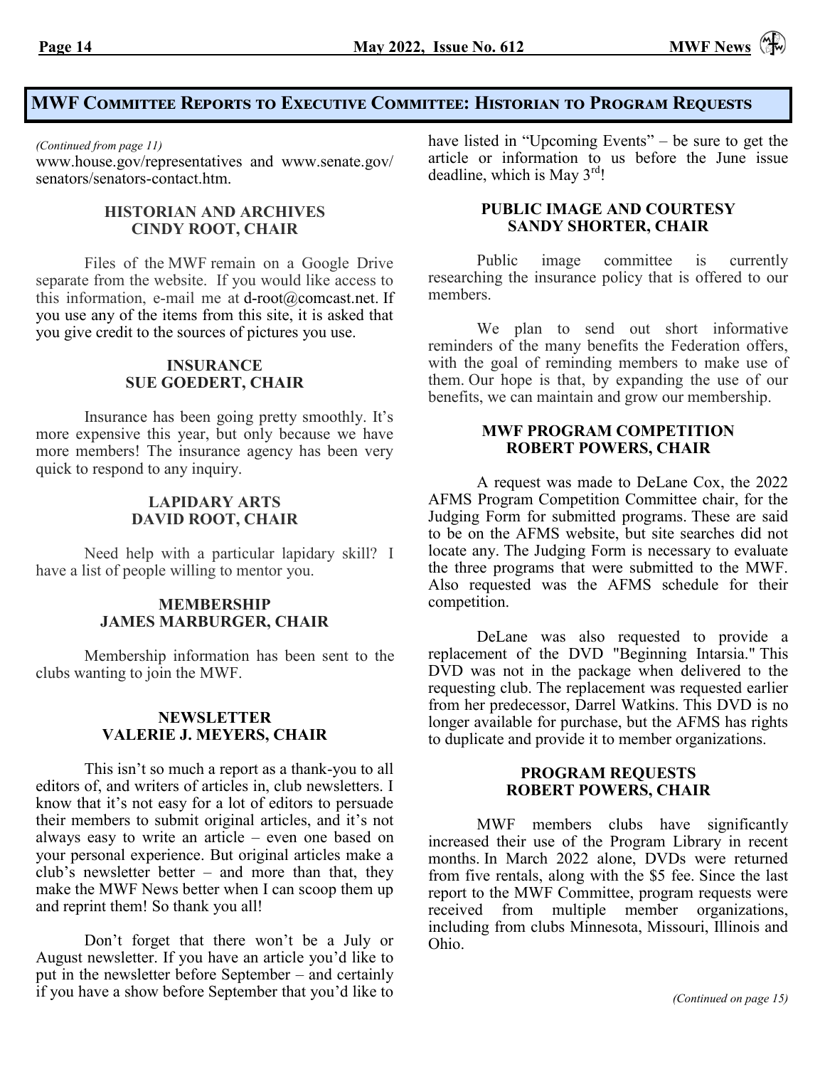# MWF Committee Reports to Executive Committee: Historian to Program Requests

*(Continued from page 11)*

www.house.gov/representatives and www.senate.gov/senators/senators-contact.htm.

### HISTORIAN AND ARCHIVES
### CINDY ROOT, CHAIR

Files of the MWF remain on a Google Drive separate from the website. If you would like access to this information, e-mail me at d-root@comcast.net. If you use any of the items from this site, it is asked that you give credit to the sources of pictures you use.

### INSURANCE
### SUE GOEDERT, CHAIR

Insurance has been going pretty smoothly. It's more expensive this year, but only because we have more members! The insurance agency has been very quick to respond to any inquiry.

### LAPIDARY ARTS
### DAVID ROOT, CHAIR

Need help with a particular lapidary skill? I have a list of people willing to mentor you.

### MEMBERSHIP
### JAMES MARBURGER, CHAIR

Membership information has been sent to the clubs wanting to join the MWF.

### NEWSLETTER
### VALERIE J. MEYERS, CHAIR

This isn't so much a report as a thank-you to all editors of, and writers of articles in, club newsletters. I know that it's not easy for a lot of editors to persuade their members to submit original articles, and it's not always easy to write an article – even one based on your personal experience. But original articles make a club's newsletter better – and more than that, they make the MWF News better when I can scoop them up and reprint them! So thank you all!

Don't forget that there won't be a July or August newsletter. If you have an article you'd like to put in the newsletter before September – and certainly if you have a show before September that you'd like to have listed in "Upcoming Events" – be sure to get the article or information to us before the June issue deadline, which is May 3rd!

### PUBLIC IMAGE AND COURTESY
### SANDY SHORTER, CHAIR

Public image committee is currently researching the insurance policy that is offered to our members.

We plan to send out short informative reminders of the many benefits the Federation offers, with the goal of reminding members to make use of them. Our hope is that, by expanding the use of our benefits, we can maintain and grow our membership.

### MWF PROGRAM COMPETITION
### ROBERT POWERS, CHAIR

A request was made to DeLane Cox, the 2022 AFMS Program Competition Committee chair, for the Judging Form for submitted programs. These are said to be on the AFMS website, but site searches did not locate any. The Judging Form is necessary to evaluate the three programs that were submitted to the MWF. Also requested was the AFMS schedule for their competition.

DeLane was also requested to provide a replacement of the DVD "Beginning Intarsia." This DVD was not in the package when delivered to the requesting club. The replacement was requested earlier from her predecessor, Darrel Watkins. This DVD is no longer available for purchase, but the AFMS has rights to duplicate and provide it to member organizations.

### PROGRAM REQUESTS
### ROBERT POWERS, CHAIR

MWF members clubs have significantly increased their use of the Program Library in recent months. In March 2022 alone, DVDs were returned from five rentals, along with the $5 fee. Since the last report to the MWF Committee, program requests were received from multiple member organizations, including from clubs Minnesota, Missouri, Illinois and Ohio.

*(Continued on page 15)*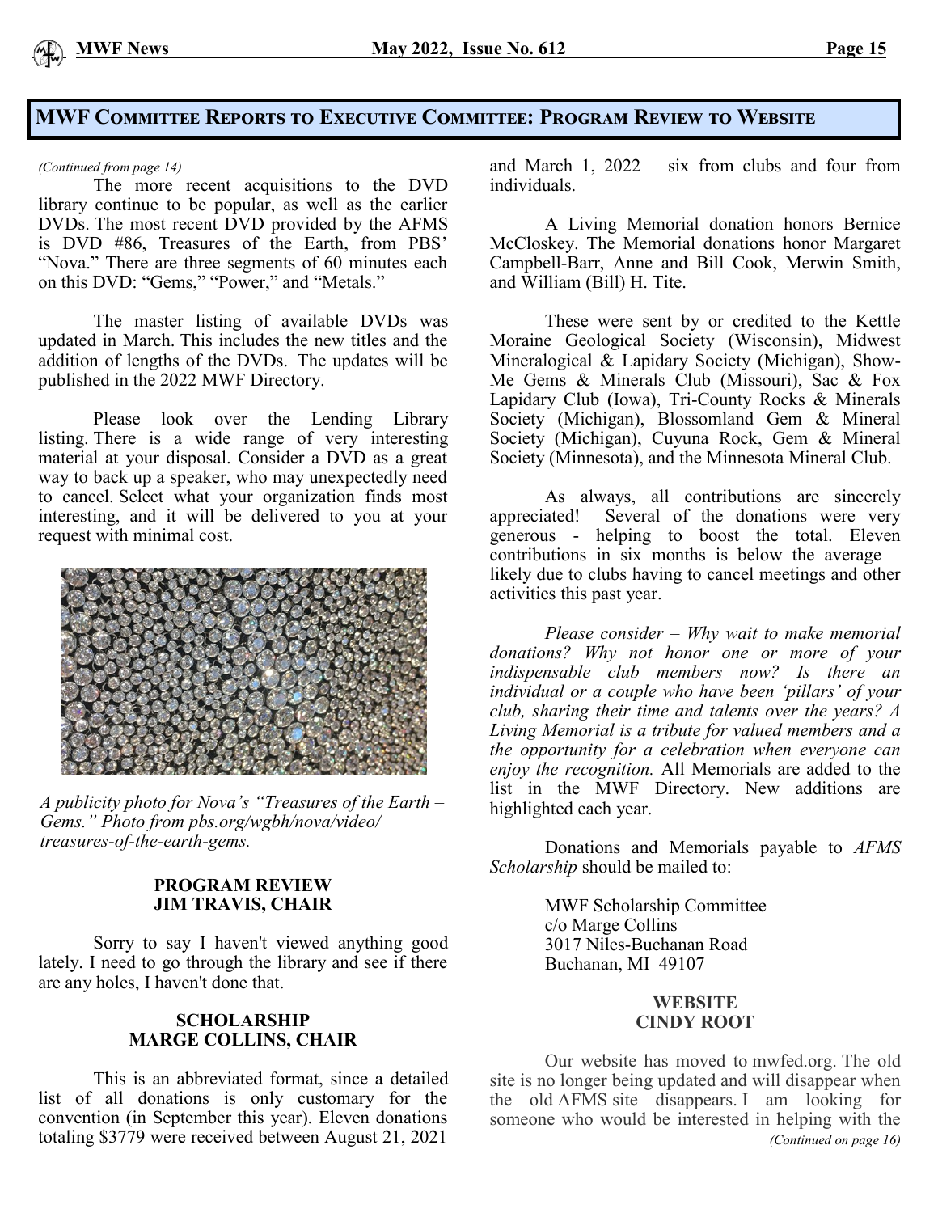## MWF Committee Reports to Executive Committee: Program Review to Website

*(Continued from page 14)*

The more recent acquisitions to the DVD library continue to be popular, as well as the earlier DVDs. The most recent DVD provided by the AFMS is DVD #86, Treasures of the Earth, from PBS' "Nova." There are three segments of 60 minutes each on this DVD: "Gems," "Power," and "Metals."

The master listing of available DVDs was updated in March. This includes the new titles and the addition of lengths of the DVDs. The updates will be published in the 2022 MWF Directory.

Please look over the Lending Library listing. There is a wide range of very interesting material at your disposal. Consider a DVD as a great way to back up a speaker, who may unexpectedly need to cancel. Select what your organization finds most interesting, and it will be delivered to you at your request with minimal cost.

*A publicity photo for Nova's "Treasures of the Earth – Gems." Photo from pbs.org/wgbh/nova/video/treasures-of-the-earth-gems.*

### PROGRAM REVIEW
### JIM TRAVIS, CHAIR

Sorry to say I haven't viewed anything good lately. I need to go through the library and see if there are any holes, I haven't done that.

### SCHOLARSHIP
### MARGE COLLINS, CHAIR

This is an abbreviated format, since a detailed list of all donations is only customary for the convention (in September this year). Eleven donations totaling $3779 were received between August 21, 2021 and March 1, 2022 – six from clubs and four from individuals.

A Living Memorial donation honors Bernice McCloskey. The Memorial donations honor Margaret Campbell-Barr, Anne and Bill Cook, Merwin Smith, and William (Bill) H. Tite.

These were sent by or credited to the Kettle Moraine Geological Society (Wisconsin), Midwest Mineralogical & Lapidary Society (Michigan), Show-Me Gems & Minerals Club (Missouri), Sac & Fox Lapidary Club (Iowa), Tri-County Rocks & Minerals Society (Michigan), Blossomland Gem & Mineral Society (Michigan), Cuyuna Rock, Gem & Mineral Society (Minnesota), and the Minnesota Mineral Club.

As always, all contributions are sincerely appreciated! Several of the donations were very generous - helping to boost the total. Eleven contributions in six months is below the average – likely due to clubs having to cancel meetings and other activities this past year.

*Please consider – Why wait to make memorial donations? Why not honor one or more of your indispensable club members now? Is there an individual or a couple who have been 'pillars' of your club, sharing their time and talents over the years? A Living Memorial is a tribute for valued members and a the opportunity for a celebration when everyone can enjoy the recognition.* All Memorials are added to the list in the MWF Directory. New additions are highlighted each year.

Donations and Memorials payable to *AFMS Scholarship* should be mailed to:

MWF Scholarship Committee
c/o Marge Collins
3017 Niles-Buchanan Road
Buchanan, MI 49107

### WEBSITE
### CINDY ROOT

Our website has moved to mwfed.org. The old site is no longer being updated and will disappear when the old AFMS site disappears. I am looking for someone who would be interested in helping with the

*(Continued on page 16)*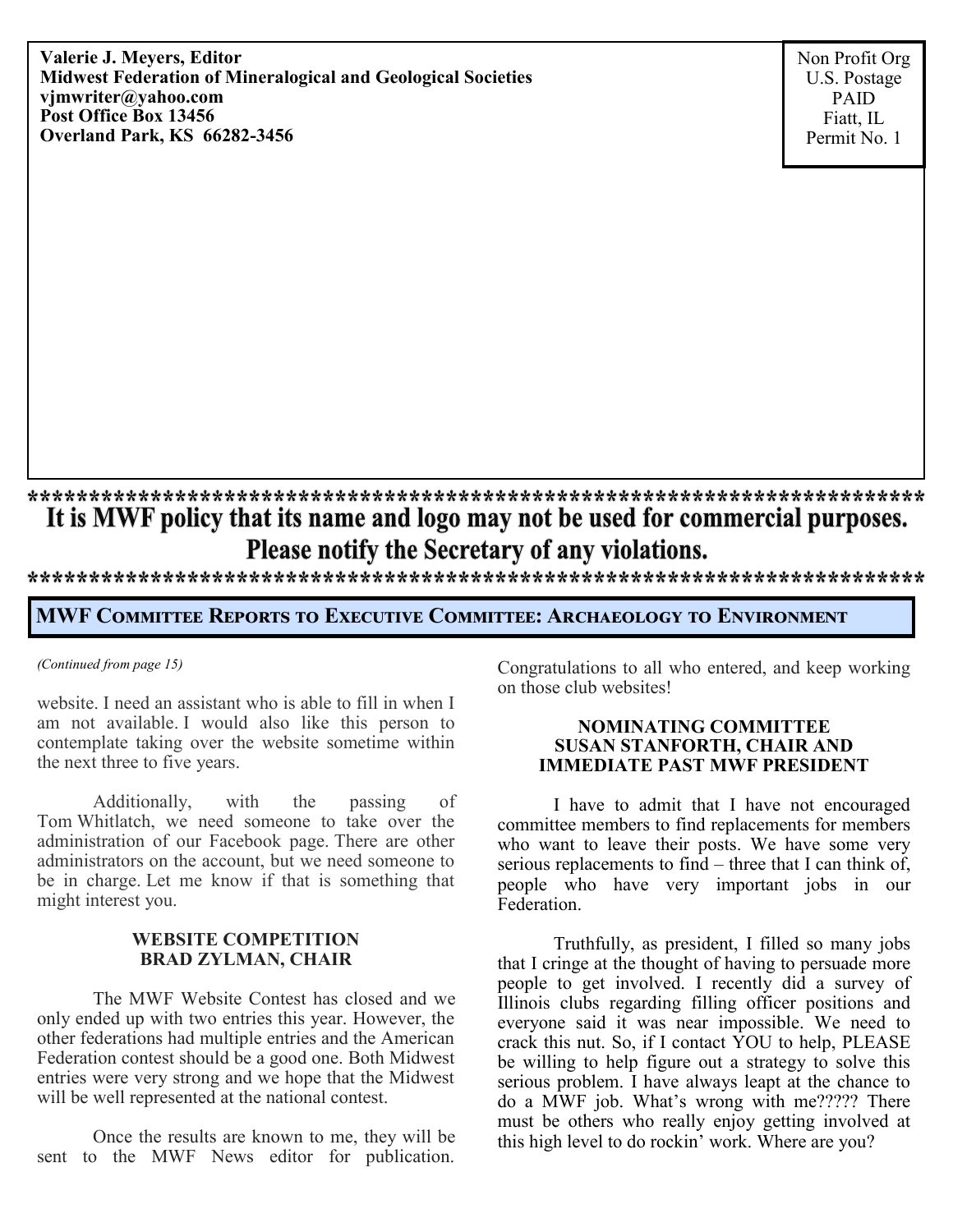**Valerie J. Meyers, Editor**
**Midwest Federation of Mineralogical and Geological Societies**
**vjmwriter@yahoo.com**
**Post Office Box 13456**
**Overland Park, KS 66282-3456**

Non Profit Org
U.S. Postage
PAID
Fiatt, IL
Permit No. 1

****************************************************************************

**It is MWF policy that its name and logo may not be used for commercial purposes. Please notify the Secretary of any violations.**

****************************************************************************

## MWF Committee Reports to Executive Committee: Archaeology to Environment

*(Continued from page 15)*

website. I need an assistant who is able to fill in when I am not available. I would also like this person to contemplate taking over the website sometime within the next three to five years.

Additionally, with the passing of Tom Whitlatch, we need someone to take over the administration of our Facebook page. There are other administrators on the account, but we need someone to be in charge. Let me know if that is something that might interest you.

### WEBSITE COMPETITION
### BRAD ZYLMAN, CHAIR

The MWF Website Contest has closed and we only ended up with two entries this year. However, the other federations had multiple entries and the American Federation contest should be a good one. Both Midwest entries were very strong and we hope that the Midwest will be well represented at the national contest.

Once the results are known to me, they will be sent to the MWF News editor for publication. Congratulations to all who entered, and keep working on those club websites!

### NOMINATING COMMITTEE
### SUSAN STANFORTH, CHAIR AND IMMEDIATE PAST MWF PRESIDENT

I have to admit that I have not encouraged committee members to find replacements for members who want to leave their posts. We have some very serious replacements to find – three that I can think of, people who have very important jobs in our Federation.

Truthfully, as president, I filled so many jobs that I cringe at the thought of having to persuade more people to get involved. I recently did a survey of Illinois clubs regarding filling officer positions and everyone said it was near impossible. We need to crack this nut. So, if I contact YOU to help, PLEASE be willing to help figure out a strategy to solve this serious problem. I have always leapt at the chance to do a MWF job. What's wrong with me????? There must be others who really enjoy getting involved at this high level to do rockin' work. Where are you?